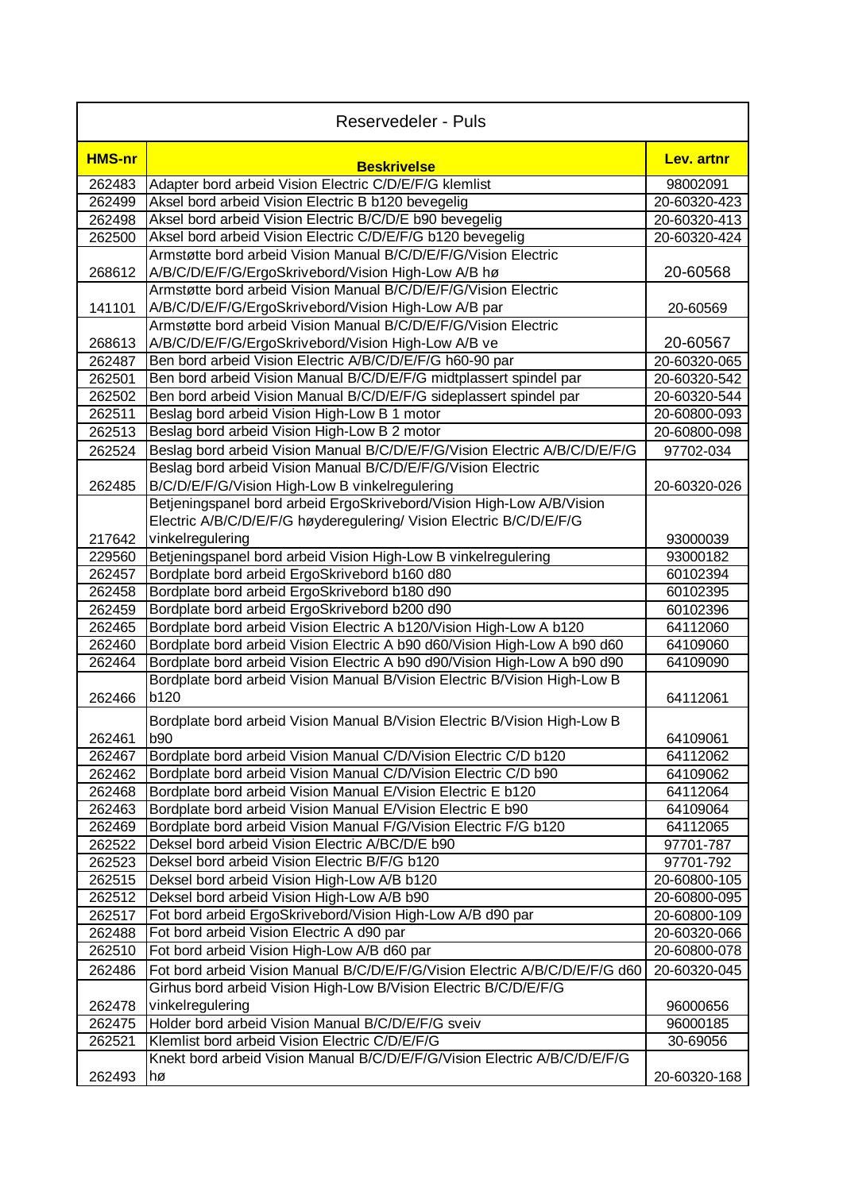# Reservedeler - Puls

| HMS-nr | Beskrivelse | Lev. artnr |
|---|---|---|
| 262483 | Adapter bord arbeid Vision Electric C/D/E/F/G klemlist | 98002091 |
| 262499 | Aksel bord arbeid Vision Electric B b120 bevegelig | 20-60320-423 |
| 262498 | Aksel bord arbeid Vision Electric B/C/D/E b90 bevegelig | 20-60320-413 |
| 262500 | Aksel bord arbeid Vision Electric C/D/E/F/G b120 bevegelig | 20-60320-424 |
| 268612 | Armstøtte bord arbeid Vision Manual B/C/D/E/F/G/Vision Electric A/B/C/D/E/F/G/ErgoSkrivebord/Vision High-Low A/B hø | 20-60568 |
| 141101 | Armstøtte bord arbeid Vision Manual B/C/D/E/F/G/Vision Electric A/B/C/D/E/F/G/ErgoSkrivebord/Vision High-Low A/B par | 20-60569 |
| 268613 | Armstøtte bord arbeid Vision Manual B/C/D/E/F/G/Vision Electric A/B/C/D/E/F/G/ErgoSkrivebord/Vision High-Low A/B ve | 20-60567 |
| 262487 | Ben bord arbeid Vision Electric A/B/C/D/E/F/G h60-90 par | 20-60320-065 |
| 262501 | Ben bord arbeid Vision Manual B/C/D/E/F/G midtplassert spindel par | 20-60320-542 |
| 262502 | Ben bord arbeid Vision Manual B/C/D/E/F/G sideplassert spindel par | 20-60320-544 |
| 262511 | Beslag bord arbeid Vision High-Low B 1 motor | 20-60800-093 |
| 262513 | Beslag bord arbeid Vision High-Low B 2 motor | 20-60800-098 |
| 262524 | Beslag bord arbeid Vision Manual B/C/D/E/F/G/Vision Electric A/B/C/D/E/F/G | 97702-034 |
| 262485 | Beslag bord arbeid Vision Manual B/C/D/E/F/G/Vision Electric B/C/D/E/F/G/Vision High-Low B vinkelregulering | 20-60320-026 |
| 217642 | Betjeningspanel bord arbeid ErgoSkrivebord/Vision High-Low A/B/Vision Electric A/B/C/D/E/F/G høyderegulering/ Vision Electric B/C/D/E/F/G vinkelregulering | 93000039 |
| 229560 | Betjeningspanel bord arbeid Vision High-Low B vinkelregulering | 93000182 |
| 262457 | Bordplate bord arbeid ErgoSkrivebord b160 d80 | 60102394 |
| 262458 | Bordplate bord arbeid ErgoSkrivebord b180 d90 | 60102395 |
| 262459 | Bordplate bord arbeid ErgoSkrivebord b200 d90 | 60102396 |
| 262465 | Bordplate bord arbeid Vision Electric A b120/Vision High-Low A b120 | 64112060 |
| 262460 | Bordplate bord arbeid Vision Electric A b90 d60/Vision High-Low A b90 d60 | 64109060 |
| 262464 | Bordplate bord arbeid Vision Electric A b90 d90/Vision High-Low A b90 d90 | 64109090 |
| 262466 | Bordplate bord arbeid Vision Manual B/Vision Electric B/Vision High-Low B b120 | 64112061 |
| 262461 | Bordplate bord arbeid Vision Manual B/Vision Electric B/Vision High-Low B b90 | 64109061 |
| 262467 | Bordplate bord arbeid Vision Manual C/D/Vision Electric C/D b120 | 64112062 |
| 262462 | Bordplate bord arbeid Vision Manual C/D/Vision Electric C/D b90 | 64109062 |
| 262468 | Bordplate bord arbeid Vision Manual E/Vision Electric E b120 | 64112064 |
| 262463 | Bordplate bord arbeid Vision Manual E/Vision Electric E b90 | 64109064 |
| 262469 | Bordplate bord arbeid Vision Manual F/G/Vision Electric F/G b120 | 64112065 |
| 262522 | Deksel bord arbeid Vision Electric A/BC/D/E b90 | 97701-787 |
| 262523 | Deksel bord arbeid Vision Electric B/F/G b120 | 97701-792 |
| 262515 | Deksel bord arbeid Vision High-Low A/B b120 | 20-60800-105 |
| 262512 | Deksel bord arbeid Vision High-Low A/B b90 | 20-60800-095 |
| 262517 | Fot bord arbeid ErgoSkrivebord/Vision High-Low A/B d90 par | 20-60800-109 |
| 262488 | Fot bord arbeid Vision Electric A d90 par | 20-60320-066 |
| 262510 | Fot bord arbeid Vision High-Low A/B d60 par | 20-60800-078 |
| 262486 | Fot bord arbeid Vision Manual B/C/D/E/F/G/Vision Electric A/B/C/D/E/F/G d60 | 20-60320-045 |
| 262478 | Girhus bord arbeid Vision High-Low B/Vision Electric B/C/D/E/F/G vinkelregulering | 96000656 |
| 262475 | Holder bord arbeid Vision Manual B/C/D/E/F/G sveiv | 96000185 |
| 262521 | Klemlist bord arbeid Vision Electric C/D/E/F/G | 30-69056 |
| 262493 | Knekt bord arbeid Vision Manual B/C/D/E/F/G/Vision Electric A/B/C/D/E/F/G hø | 20-60320-168 |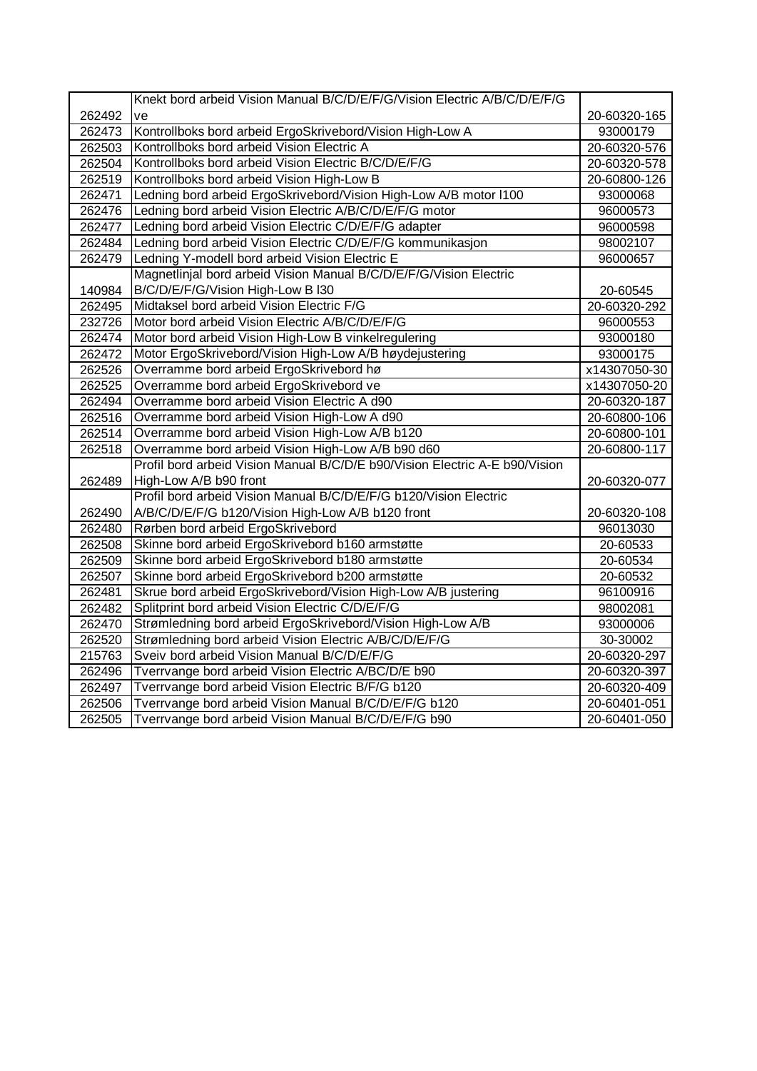| | | |
|---|---|---|
| 262492 | Knekt bord arbeid Vision Manual B/C/D/E/F/G/Vision Electric A/B/C/D/E/F/G ve | 20-60320-165 |
| 262473 | Kontrollboks bord arbeid ErgoSkrivebord/Vision High-Low A | 93000179 |
| 262503 | Kontrollboks bord arbeid Vision Electric A | 20-60320-576 |
| 262504 | Kontrollboks bord arbeid Vision Electric B/C/D/E/F/G | 20-60320-578 |
| 262519 | Kontrollboks bord arbeid Vision High-Low B | 20-60800-126 |
| 262471 | Ledning bord arbeid ErgoSkrivebord/Vision High-Low A/B motor l100 | 93000068 |
| 262476 | Ledning bord arbeid Vision Electric A/B/C/D/E/F/G motor | 96000573 |
| 262477 | Ledning bord arbeid Vision Electric C/D/E/F/G adapter | 96000598 |
| 262484 | Ledning bord arbeid Vision Electric C/D/E/F/G kommunikasjon | 98002107 |
| 262479 | Ledning Y-modell bord arbeid Vision Electric E | 96000657 |
| 140984 | Magnetlinjal bord arbeid Vision Manual B/C/D/E/F/G/Vision Electric B/C/D/E/F/G/Vision High-Low B l30 | 20-60545 |
| 262495 | Midtaksel bord arbeid Vision Electric F/G | 20-60320-292 |
| 232726 | Motor bord arbeid Vision Electric A/B/C/D/E/F/G | 96000553 |
| 262474 | Motor bord arbeid Vision High-Low B vinkelregulering | 93000180 |
| 262472 | Motor ErgoSkrivebord/Vision High-Low A/B høydejustering | 93000175 |
| 262526 | Overramme bord arbeid ErgoSkrivebord hø | x14307050-30 |
| 262525 | Overramme bord arbeid ErgoSkrivebord ve | x14307050-20 |
| 262494 | Overramme bord arbeid Vision Electric A d90 | 20-60320-187 |
| 262516 | Overramme bord arbeid Vision High-Low A d90 | 20-60800-106 |
| 262514 | Overramme bord arbeid Vision High-Low A/B b120 | 20-60800-101 |
| 262518 | Overramme bord arbeid Vision High-Low A/B b90 d60 | 20-60800-117 |
| 262489 | Profil bord arbeid Vision Manual B/C/D/E b90/Vision Electric A-E b90/Vision High-Low A/B b90 front | 20-60320-077 |
| 262490 | Profil bord arbeid Vision Manual B/C/D/E/F/G b120/Vision Electric A/B/C/D/E/F/G b120/Vision High-Low A/B b120 front | 20-60320-108 |
| 262480 | Rørben bord arbeid ErgoSkrivebord | 96013030 |
| 262508 | Skinne bord arbeid ErgoSkrivebord b160 armstøtte | 20-60533 |
| 262509 | Skinne bord arbeid ErgoSkrivebord b180 armstøtte | 20-60534 |
| 262507 | Skinne bord arbeid ErgoSkrivebord b200 armstøtte | 20-60532 |
| 262481 | Skrue bord arbeid ErgoSkrivebord/Vision High-Low A/B justering | 96100916 |
| 262482 | Splitprint bord arbeid Vision Electric C/D/E/F/G | 98002081 |
| 262470 | Strømledning bord arbeid ErgoSkrivebord/Vision High-Low A/B | 93000006 |
| 262520 | Strømledning bord arbeid Vision Electric A/B/C/D/E/F/G | 30-30002 |
| 215763 | Sveiv bord arbeid Vision Manual B/C/D/E/F/G | 20-60320-297 |
| 262496 | Tverrvange bord arbeid Vision Electric A/BC/D/E b90 | 20-60320-397 |
| 262497 | Tverrvange bord arbeid Vision Electric B/F/G b120 | 20-60320-409 |
| 262506 | Tverrvange bord arbeid Vision Manual B/C/D/E/F/G b120 | 20-60401-051 |
| 262505 | Tverrvange bord arbeid Vision Manual B/C/D/E/F/G b90 | 20-60401-050 |